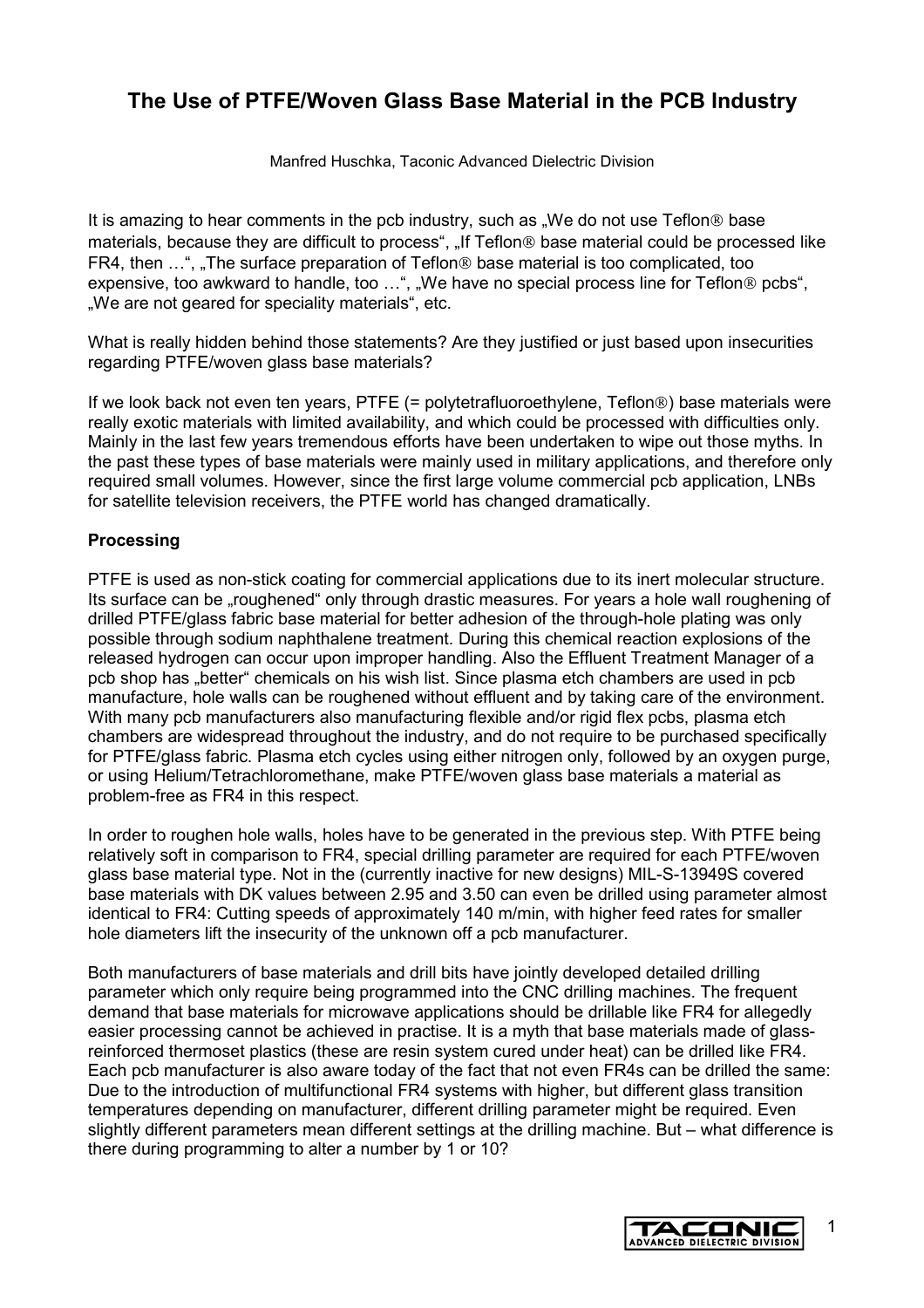# The Use of PTFE/Woven Glass Base Material in the PCB Industry

Manfred Huschka, Taconic Advanced Dielectric Division

It is amazing to hear comments in the pcb industry, such as „We do not use Teflon® base materials, because they are difficult to process", „If Teflon® base material could be processed like FR4, then …", „The surface preparation of Teflon® base material is too complicated, too expensive, too awkward to handle, too …", „We have no special process line for Teflon® pcbs", „We are not geared for speciality materials", etc.

What is really hidden behind those statements? Are they justified or just based upon insecurities regarding PTFE/woven glass base materials?

If we look back not even ten years, PTFE (= polytetrafluoroethylene, Teflon®) base materials were really exotic materials with limited availability, and which could be processed with difficulties only. Mainly in the last few years tremendous efforts have been undertaken to wipe out those myths. In the past these types of base materials were mainly used in military applications, and therefore only required small volumes. However, since the first large volume commercial pcb application, LNBs for satellite television receivers, the PTFE world has changed dramatically.

**Processing**

PTFE is used as non-stick coating for commercial applications due to its inert molecular structure. Its surface can be „roughened" only through drastic measures. For years a hole wall roughening of drilled PTFE/glass fabric base material for better adhesion of the through-hole plating was only possible through sodium naphthalene treatment. During this chemical reaction explosions of the released hydrogen can occur upon improper handling. Also the Effluent Treatment Manager of a pcb shop has „better" chemicals on his wish list. Since plasma etch chambers are used in pcb manufacture, hole walls can be roughened without effluent and by taking care of the environment. With many pcb manufacturers also manufacturing flexible and/or rigid flex pcbs, plasma etch chambers are widespread throughout the industry, and do not require to be purchased specifically for PTFE/glass fabric. Plasma etch cycles using either nitrogen only, followed by an oxygen purge, or using Helium/Tetrachloromethane, make PTFE/woven glass base materials a material as problem-free as FR4 in this respect.

In order to roughen hole walls, holes have to be generated in the previous step. With PTFE being relatively soft in comparison to FR4, special drilling parameter are required for each PTFE/woven glass base material type. Not in the (currently inactive for new designs) MIL-S-13949S covered base materials with DK values between 2.95 and 3.50 can even be drilled using parameter almost identical to FR4: Cutting speeds of approximately 140 m/min, with higher feed rates for smaller hole diameters lift the insecurity of the unknown off a pcb manufacturer.

Both manufacturers of base materials and drill bits have jointly developed detailed drilling parameter which only require being programmed into the CNC drilling machines. The frequent demand that base materials for microwave applications should be drillable like FR4 for allegedly easier processing cannot be achieved in practise. It is a myth that base materials made of glass-reinforced thermoset plastics (these are resin system cured under heat) can be drilled like FR4. Each pcb manufacturer is also aware today of the fact that not even FR4s can be drilled the same: Due to the introduction of multifunctional FR4 systems with higher, but different glass transition temperatures depending on manufacturer, different drilling parameter might be required. Even slightly different parameters mean different settings at the drilling machine. But – what difference is there during programming to alter a number by 1 or 10?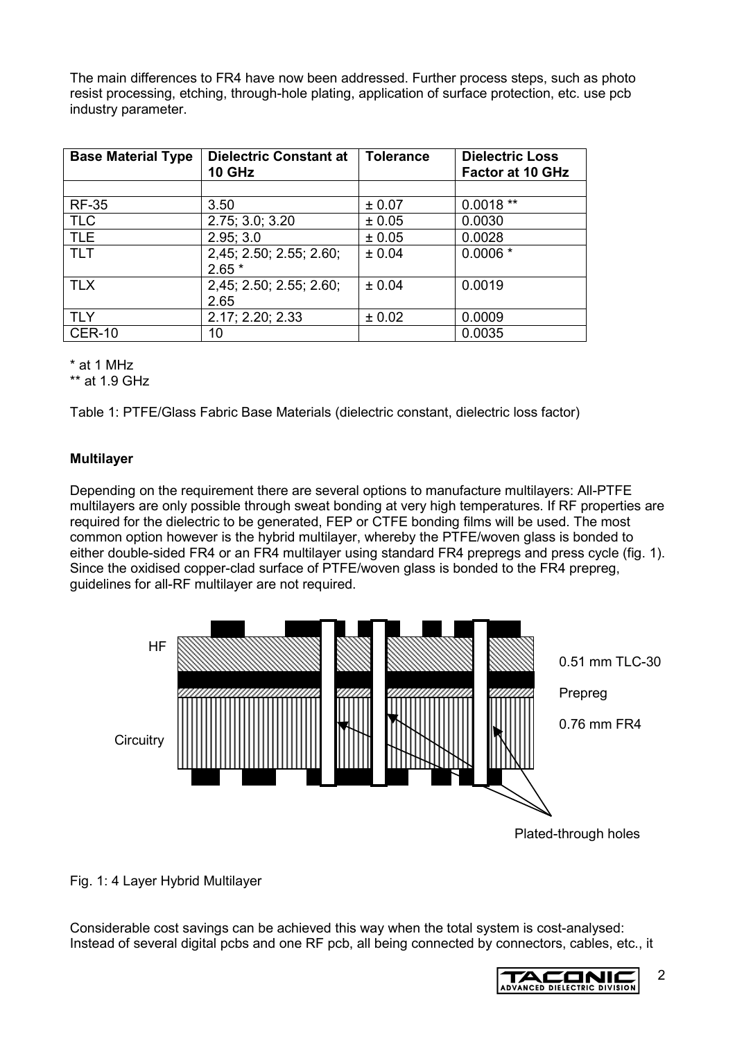The main differences to FR4 have now been addressed. Further process steps, such as photo resist processing, etching, through-hole plating, application of surface protection, etc. use pcb industry parameter.

| Base Material Type | Dielectric Constant at 10 GHz | Tolerance | Dielectric Loss Factor at 10 GHz |
|---|---|---|---|
| | | | |
| RF-35 | 3.50 | ± 0.07 | 0.0018 ** |
| TLC | 2.75; 3.0; 3.20 | ± 0.05 | 0.0030 |
| TLE | 2.95; 3.0 | ± 0.05 | 0.0028 |
| TLT | 2,45; 2.50; 2.55; 2.60; 2.65 * | ± 0.04 | 0.0006 * |
| TLX | 2,45; 2.50; 2.55; 2.60; 2.65 | ± 0.04 | 0.0019 |
| TLY | 2.17; 2.20; 2.33 | ± 0.02 | 0.0009 |
| CER-10 | 10 | | 0.0035 |

\* at 1 MHz
** at 1.9 GHz

Table 1: PTFE/Glass Fabric Base Materials (dielectric constant, dielectric loss factor)

**Multilayer**

Depending on the requirement there are several options to manufacture multilayers: All-PTFE multilayers are only possible through sweat bonding at very high temperatures. If RF properties are required for the dielectric to be generated, FEP or CTFE bonding films will be used. The most common option however is the hybrid multilayer, whereby the PTFE/woven glass is bonded to either double-sided FR4 or an FR4 multilayer using standard FR4 prepregs and press cycle (fig. 1). Since the oxidised copper-clad surface of PTFE/woven glass is bonded to the FR4 prepreg, guidelines for all-RF multilayer are not required.

HF

Circuitry

0.51 mm TLC-30

Prepreg

0.76 mm FR4

Plated-through holes

Fig. 1: 4 Layer Hybrid Multilayer

Considerable cost savings can be achieved this way when the total system is cost-analysed: Instead of several digital pcbs and one RF pcb, all being connected by connectors, cables, etc., it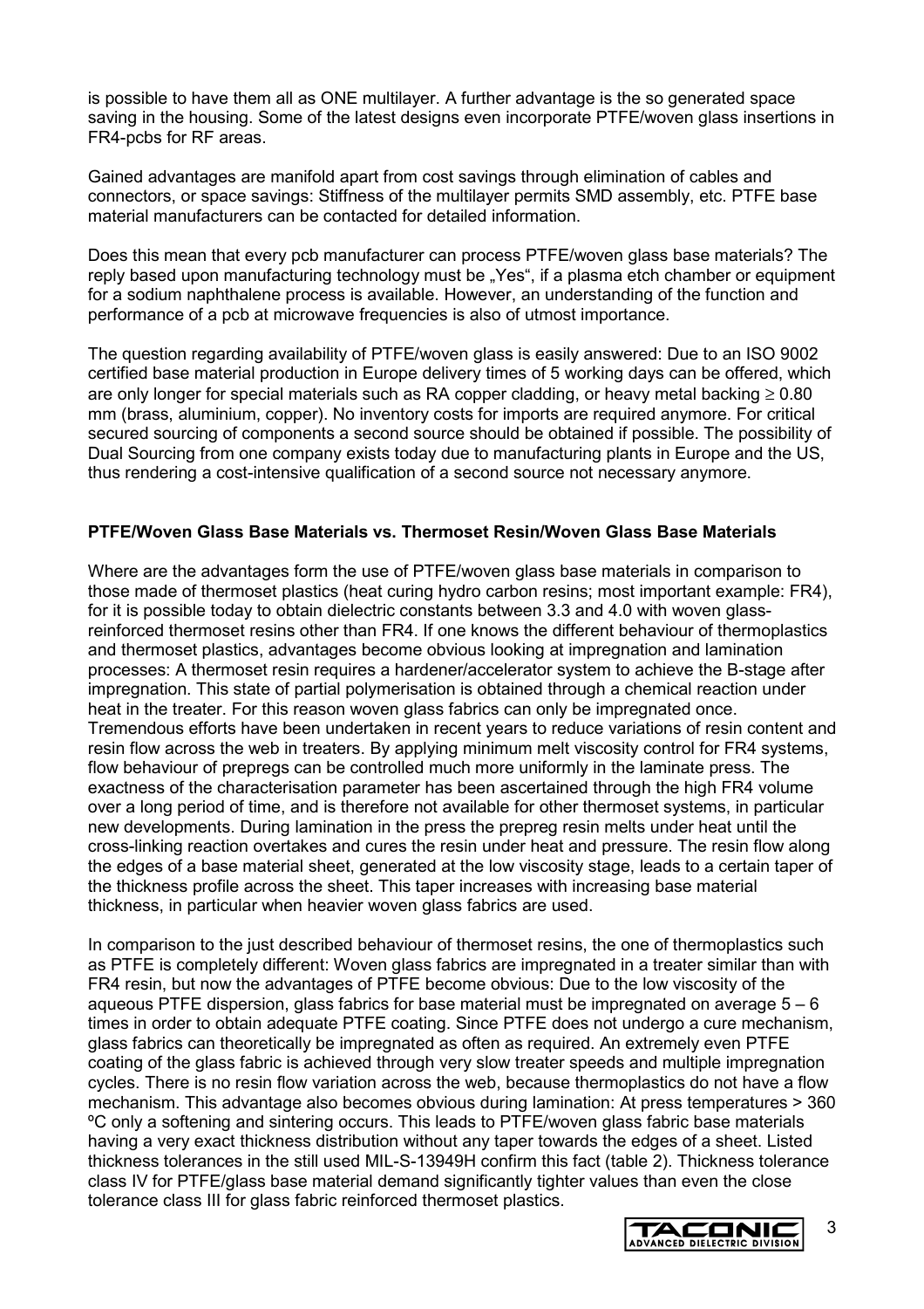is possible to have them all as ONE multilayer. A further advantage is the so generated space saving in the housing. Some of the latest designs even incorporate PTFE/woven glass insertions in FR4-pcbs for RF areas.

Gained advantages are manifold apart from cost savings through elimination of cables and connectors, or space savings: Stiffness of the multilayer permits SMD assembly, etc. PTFE base material manufacturers can be contacted for detailed information.

Does this mean that every pcb manufacturer can process PTFE/woven glass base materials? The reply based upon manufacturing technology must be „Yes", if a plasma etch chamber or equipment for a sodium naphthalene process is available. However, an understanding of the function and performance of a pcb at microwave frequencies is also of utmost importance.

The question regarding availability of PTFE/woven glass is easily answered: Due to an ISO 9002 certified base material production in Europe delivery times of 5 working days can be offered, which are only longer for special materials such as RA copper cladding, or heavy metal backing ≥ 0.80 mm (brass, aluminium, copper). No inventory costs for imports are required anymore. For critical secured sourcing of components a second source should be obtained if possible. The possibility of Dual Sourcing from one company exists today due to manufacturing plants in Europe and the US, thus rendering a cost-intensive qualification of a second source not necessary anymore.

**PTFE/Woven Glass Base Materials vs. Thermoset Resin/Woven Glass Base Materials**

Where are the advantages form the use of PTFE/woven glass base materials in comparison to those made of thermoset plastics (heat curing hydro carbon resins; most important example: FR4), for it is possible today to obtain dielectric constants between 3.3 and 4.0 with woven glass-reinforced thermoset resins other than FR4. If one knows the different behaviour of thermoplastics and thermoset plastics, advantages become obvious looking at impregnation and lamination processes: A thermoset resin requires a hardener/accelerator system to achieve the B-stage after impregnation. This state of partial polymerisation is obtained through a chemical reaction under heat in the treater. For this reason woven glass fabrics can only be impregnated once. Tremendous efforts have been undertaken in recent years to reduce variations of resin content and resin flow across the web in treaters. By applying minimum melt viscosity control for FR4 systems, flow behaviour of prepregs can be controlled much more uniformly in the laminate press. The exactness of the characterisation parameter has been ascertained through the high FR4 volume over a long period of time, and is therefore not available for other thermoset systems, in particular new developments. During lamination in the press the prepreg resin melts under heat until the cross-linking reaction overtakes and cures the resin under heat and pressure. The resin flow along the edges of a base material sheet, generated at the low viscosity stage, leads to a certain taper of the thickness profile across the sheet. This taper increases with increasing base material thickness, in particular when heavier woven glass fabrics are used.

In comparison to the just described behaviour of thermoset resins, the one of thermoplastics such as PTFE is completely different: Woven glass fabrics are impregnated in a treater similar than with FR4 resin, but now the advantages of PTFE become obvious: Due to the low viscosity of the aqueous PTFE dispersion, glass fabrics for base material must be impregnated on average 5 – 6 times in order to obtain adequate PTFE coating. Since PTFE does not undergo a cure mechanism, glass fabrics can theoretically be impregnated as often as required. An extremely even PTFE coating of the glass fabric is achieved through very slow treater speeds and multiple impregnation cycles. There is no resin flow variation across the web, because thermoplastics do not have a flow mechanism. This advantage also becomes obvious during lamination: At press temperatures > 360 ºC only a softening and sintering occurs. This leads to PTFE/woven glass fabric base materials having a very exact thickness distribution without any taper towards the edges of a sheet. Listed thickness tolerances in the still used MIL-S-13949H confirm this fact (table 2). Thickness tolerance class IV for PTFE/glass base material demand significantly tighter values than even the close tolerance class III for glass fabric reinforced thermoset plastics.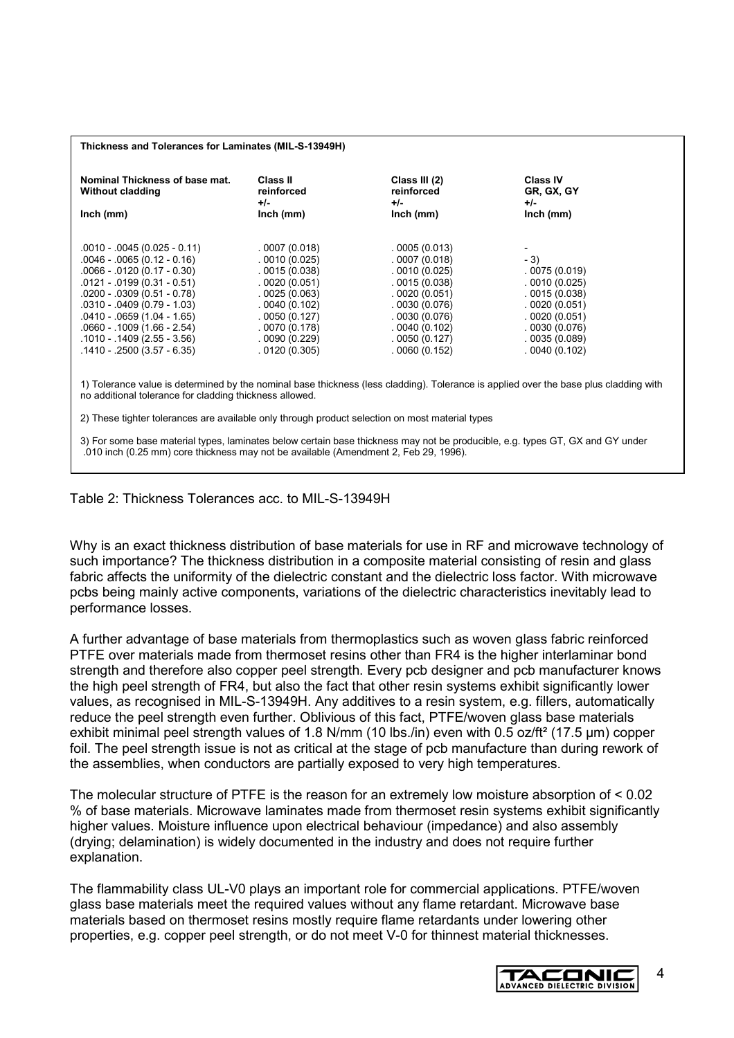**Thickness and Tolerances for Laminates (MIL-S-13949H)**

| Nominal Thickness of base mat. Without cladding Inch (mm) | Class II reinforced +/- Inch (mm) | Class III (2) reinforced +/- Inch (mm) | Class IV GR, GX, GY +/- Inch (mm) |
|---|---|---|---|
| .0010 - .0045 (0.025 - 0.11) | . 0007 (0.018) | . 0005 (0.013) | - |
| .0046 - .0065 (0.12 - 0.16) | . 0010 (0.025) | . 0007 (0.018) | - 3) |
| .0066 - .0120 (0.17 - 0.30) | . 0015 (0.038) | . 0010 (0.025) | . 0075 (0.019) |
| .0121 - .0199 (0.31 - 0.51) | . 0020 (0.051) | . 0015 (0.038) | . 0010 (0.025) |
| .0200 - .0309 (0.51 - 0.78) | . 0025 (0.063) | . 0020 (0.051) | . 0015 (0.038) |
| .0310 - .0409 (0.79 - 1.03) | . 0040 (0.102) | . 0030 (0.076) | . 0020 (0.051) |
| .0410 - .0659 (1.04 - 1.65) | . 0050 (0.127) | . 0030 (0.076) | . 0020 (0.051) |
| .0660 - .1009 (1.66 - 2.54) | . 0070 (0.178) | . 0040 (0.102) | . 0030 (0.076) |
| .1010 - .1409 (2.55 - 3.56) | . 0090 (0.229) | . 0050 (0.127) | . 0035 (0.089) |
| .1410 - .2500 (3.57 - 6.35) | . 0120 (0.305) | . 0060 (0.152) | . 0040 (0.102) |

1) Tolerance value is determined by the nominal base thickness (less cladding). Tolerance is applied over the base plus cladding with no additional tolerance for cladding thickness allowed.

2) These tighter tolerances are available only through product selection on most material types

3) For some base material types, laminates below certain base thickness may not be producible, e.g. types GT, GX and GY under .010 inch (0.25 mm) core thickness may not be available (Amendment 2, Feb 29, 1996).

Table 2: Thickness Tolerances acc. to MIL-S-13949H

Why is an exact thickness distribution of base materials for use in RF and microwave technology of such importance? The thickness distribution in a composite material consisting of resin and glass fabric affects the uniformity of the dielectric constant and the dielectric loss factor. With microwave pcbs being mainly active components, variations of the dielectric characteristics inevitably lead to performance losses.

A further advantage of base materials from thermoplastics such as woven glass fabric reinforced PTFE over materials made from thermoset resins other than FR4 is the higher interlaminar bond strength and therefore also copper peel strength. Every pcb designer and pcb manufacturer knows the high peel strength of FR4, but also the fact that other resin systems exhibit significantly lower values, as recognised in MIL-S-13949H. Any additives to a resin system, e.g. fillers, automatically reduce the peel strength even further. Oblivious of this fact, PTFE/woven glass base materials exhibit minimal peel strength values of 1.8 N/mm (10 lbs./in) even with 0.5 oz/ft² (17.5 µm) copper foil. The peel strength issue is not as critical at the stage of pcb manufacture than during rework of the assemblies, when conductors are partially exposed to very high temperatures.

The molecular structure of PTFE is the reason for an extremely low moisture absorption of < 0.02 % of base materials. Microwave laminates made from thermoset resin systems exhibit significantly higher values. Moisture influence upon electrical behaviour (impedance) and also assembly (drying; delamination) is widely documented in the industry and does not require further explanation.

The flammability class UL-V0 plays an important role for commercial applications. PTFE/woven glass base materials meet the required values without any flame retardant. Microwave base materials based on thermoset resins mostly require flame retardants under lowering other properties, e.g. copper peel strength, or do not meet V-0 for thinnest material thicknesses.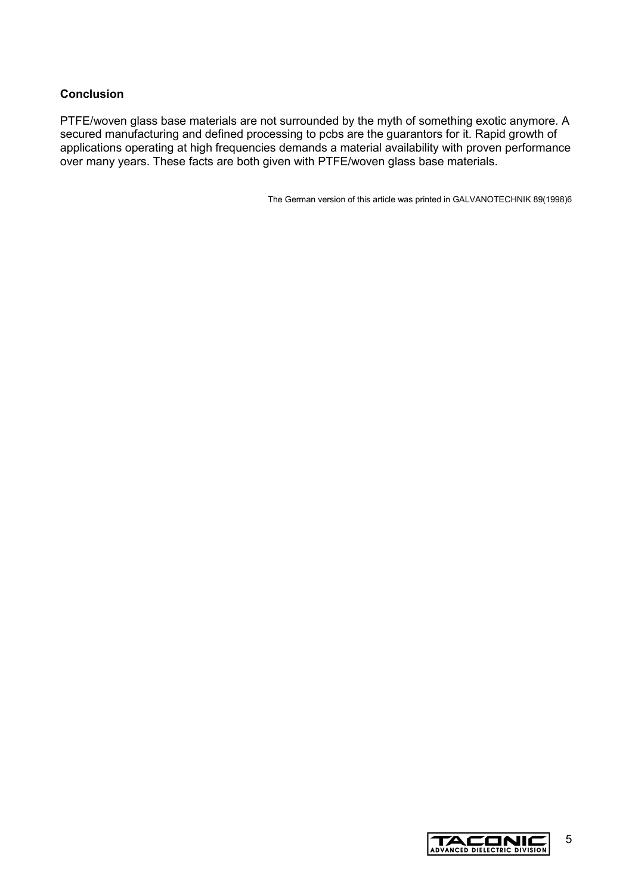## Conclusion

PTFE/woven glass base materials are not surrounded by the myth of something exotic anymore. A secured manufacturing and defined processing to pcbs are the guarantors for it. Rapid growth of applications operating at high frequencies demands a material availability with proven performance over many years. These facts are both given with PTFE/woven glass base materials.

The German version of this article was printed in GALVANOTECHNIK 89(1998)6